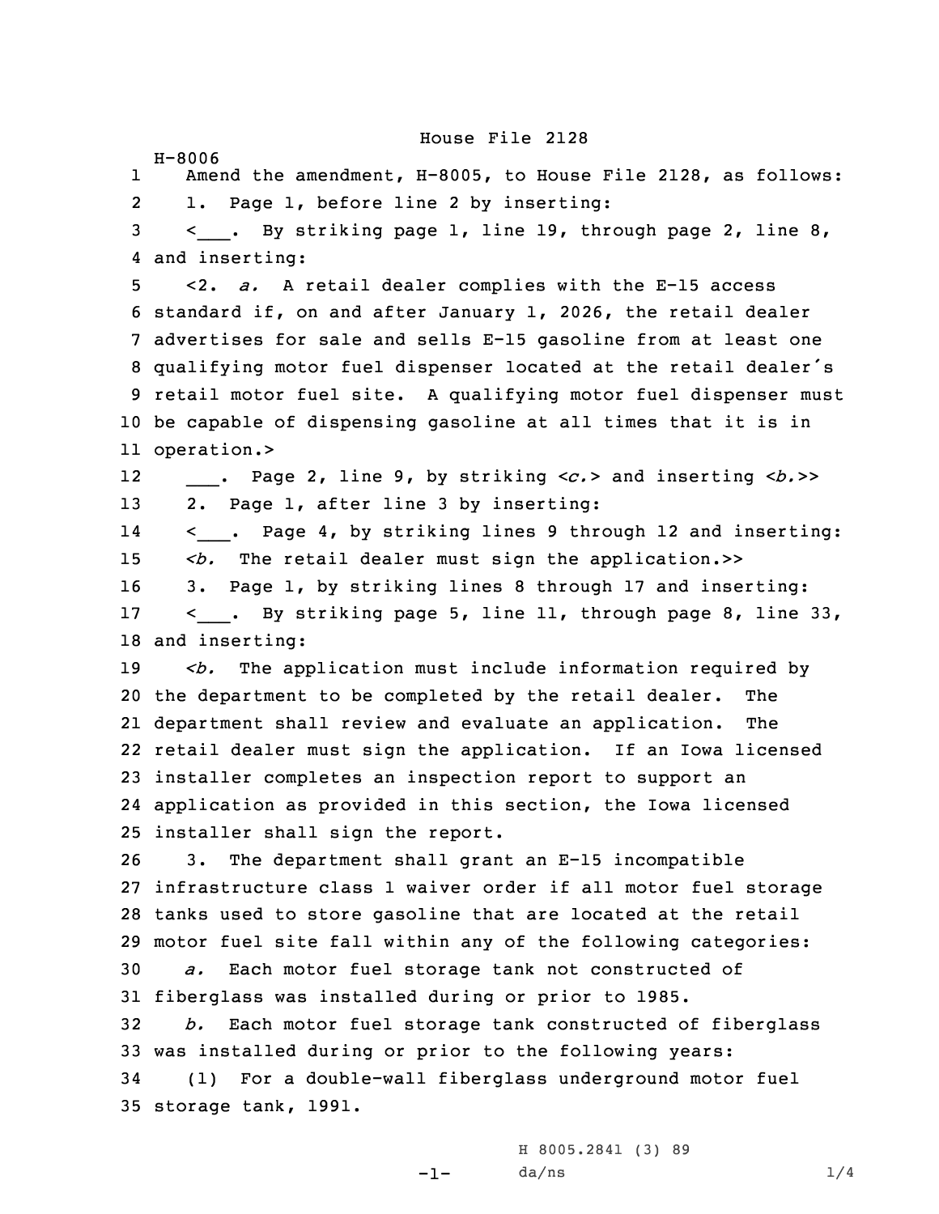House File 2128

H-8006

1 Amend the amendment, H-8005, to House File 2128, as follows:
2 1. Page 1, before line 2 by inserting:
3 <___. By striking page 1, line 19, through page 2, line 8,
4 and inserting:
5 <2. *a.* A retail dealer complies with the E-15 access
6 standard if, on and after January 1, 2026, the retail dealer
7 advertises for sale and sells E-15 gasoline from at least one
8 qualifying motor fuel dispenser located at the retail dealer's
9 retail motor fuel site. A qualifying motor fuel dispenser must
10 be capable of dispensing gasoline at all times that it is in
11 operation.>
12 ___. Page 2, line 9, by striking <*c.*> and inserting <*b.*>>
13 2. Page 1, after line 3 by inserting:
14 <___. Page 4, by striking lines 9 through 12 and inserting:
15 <*b.* The retail dealer must sign the application.>>
16 3. Page 1, by striking lines 8 through 17 and inserting:
17 <___. By striking page 5, line 11, through page 8, line 33,
18 and inserting:
19 <*b.* The application must include information required by
20 the department to be completed by the retail dealer. The
21 department shall review and evaluate an application. The
22 retail dealer must sign the application. If an Iowa licensed
23 installer completes an inspection report to support an
24 application as provided in this section, the Iowa licensed
25 installer shall sign the report.
26 3. The department shall grant an E-15 incompatible
27 infrastructure class 1 waiver order if all motor fuel storage
28 tanks used to store gasoline that are located at the retail
29 motor fuel site fall within any of the following categories:
30 *a.* Each motor fuel storage tank not constructed of
31 fiberglass was installed during or prior to 1985.
32 *b.* Each motor fuel storage tank constructed of fiberglass
33 was installed during or prior to the following years:
34 (1) For a double-wall fiberglass underground motor fuel
35 storage tank, 1991.

H 8005.2841 (3) 89

da/ns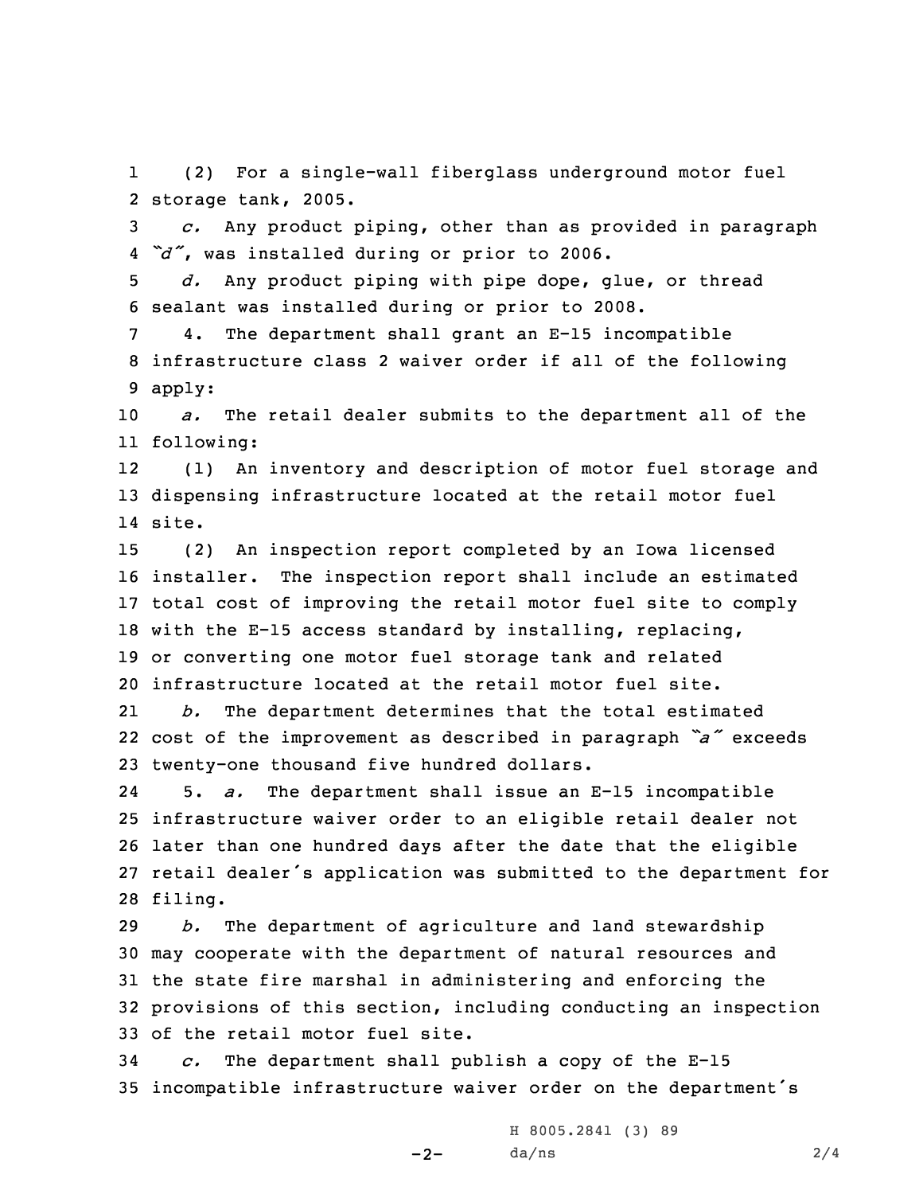(2) For a single-wall fiberglass underground motor fuel storage tank, 2005.

*c.* Any product piping, other than as provided in paragraph *"d"*, was installed during or prior to 2006.

*d.* Any product piping with pipe dope, glue, or thread sealant was installed during or prior to 2008.

4. The department shall grant an E-15 incompatible infrastructure class 2 waiver order if all of the following apply:

*a.* The retail dealer submits to the department all of the following:

(1) An inventory and description of motor fuel storage and dispensing infrastructure located at the retail motor fuel site.

(2) An inspection report completed by an Iowa licensed installer. The inspection report shall include an estimated total cost of improving the retail motor fuel site to comply with the E-15 access standard by installing, replacing, or converting one motor fuel storage tank and related infrastructure located at the retail motor fuel site.

*b.* The department determines that the total estimated cost of the improvement as described in paragraph *"a"* exceeds twenty-one thousand five hundred dollars.

5. *a.* The department shall issue an E-15 incompatible infrastructure waiver order to an eligible retail dealer not later than one hundred days after the date that the eligible retail dealer's application was submitted to the department for filing.

*b.* The department of agriculture and land stewardship may cooperate with the department of natural resources and the state fire marshal in administering and enforcing the provisions of this section, including conducting an inspection of the retail motor fuel site.

*c.* The department shall publish a copy of the E-15 incompatible infrastructure waiver order on the department's

H 8005.2841 (3) 89
da/ns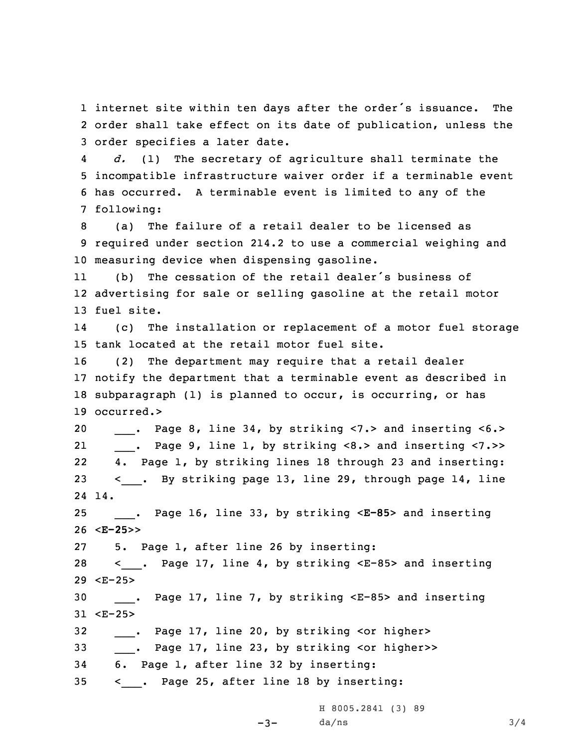internet site within ten days after the order's issuance. The order shall take effect on its date of publication, unless the order specifies a later date.

*d.* (1) The secretary of agriculture shall terminate the incompatible infrastructure waiver order if a terminable event has occurred. A terminable event is limited to any of the following:

(a) The failure of a retail dealer to be licensed as required under section 214.2 to use a commercial weighing and measuring device when dispensing gasoline.

(b) The cessation of the retail dealer's business of advertising for sale or selling gasoline at the retail motor fuel site.

(c) The installation or replacement of a motor fuel storage tank located at the retail motor fuel site.

(2) The department may require that a retail dealer notify the department that a terminable event as described in subparagraph (1) is planned to occur, is occurring, or has occurred.>

___. Page 8, line 34, by striking <7.> and inserting <6.>

___. Page 9, line 1, by striking <8.> and inserting <7.>>

4. Page 1, by striking lines 18 through 23 and inserting:

<___. By striking page 13, line 29, through page 14, line 14.

___. Page 16, line 33, by striking <**E-85**> and inserting <**E-25**>>

5. Page 1, after line 26 by inserting:

<___. Page 17, line 4, by striking <E-85> and inserting <E-25>

___. Page 17, line 7, by striking <E-85> and inserting <E-25>

___. Page 17, line 20, by striking <or higher>

___. Page 17, line 23, by striking <or higher>>

6. Page 1, after line 32 by inserting:

<___. Page 25, after line 18 by inserting:

H 8005.2841 (3) 89
da/ns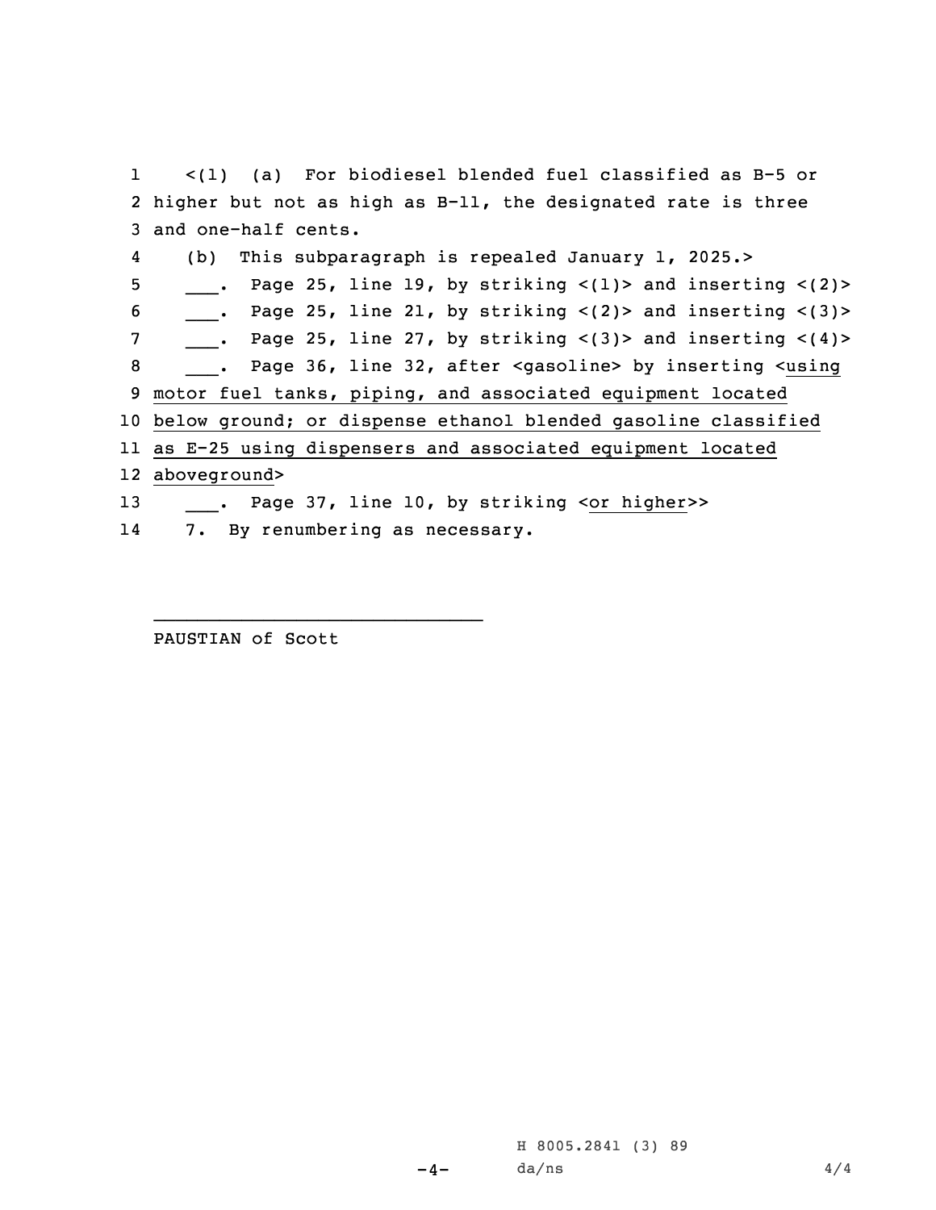<(1) (a) For biodiesel blended fuel classified as B-5 or higher but not as high as B-11, the designated rate is three and one-half cents.

(b) This subparagraph is repealed January 1, 2025.>

___. Page 25, line 19, by striking <(1)> and inserting <(2)>

___. Page 25, line 21, by striking <(2)> and inserting <(3)>

___. Page 25, line 27, by striking <(3)> and inserting <(4)>

___. Page 36, line 32, after <gasoline> by inserting <using motor fuel tanks, piping, and associated equipment located below ground; or dispense ethanol blended gasoline classified as E-25 using dispensers and associated equipment located aboveground>

___. Page 37, line 10, by striking <or higher>>

7. By renumbering as necessary.

______________________________

PAUSTIAN of Scott

H 8005.2841 (3) 89

da/ns